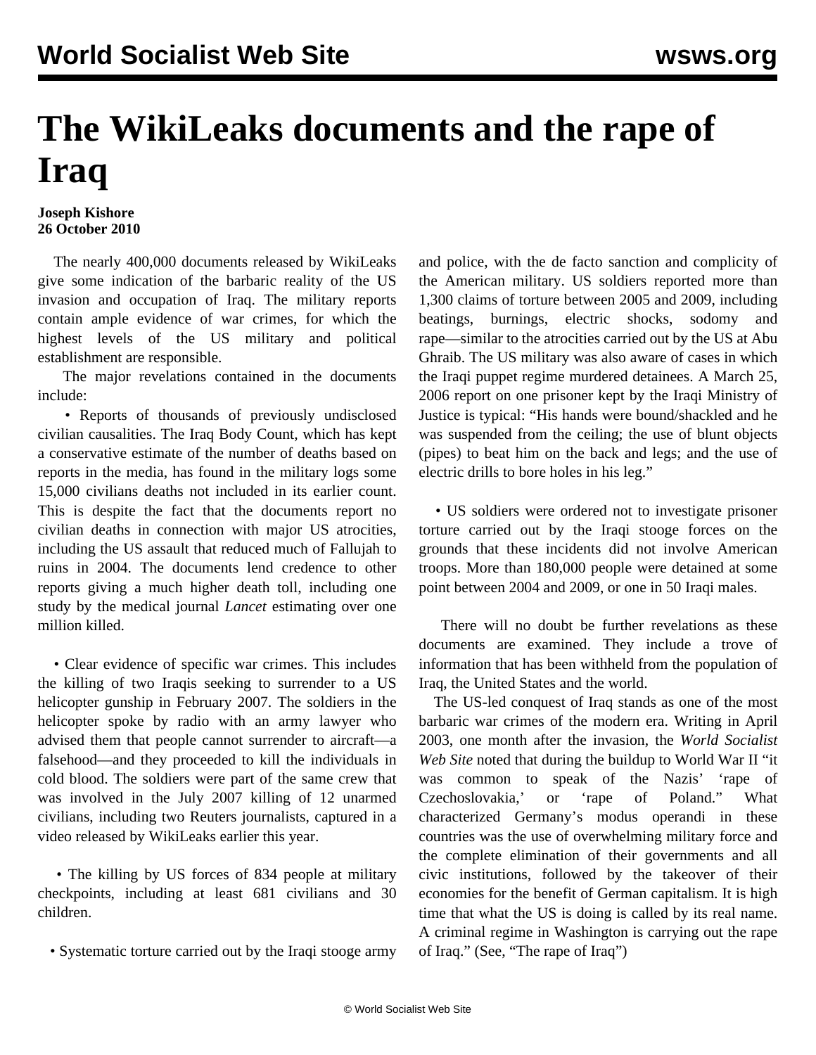# The WikiLeaks documents and the rape of Iraq

**Joseph Kishore**
**26 October 2010**

The nearly 400,000 documents released by WikiLeaks give some indication of the barbaric reality of the US invasion and occupation of Iraq. The military reports contain ample evidence of war crimes, for which the highest levels of the US military and political establishment are responsible.

The major revelations contained in the documents include:

• Reports of thousands of previously undisclosed civilian causalities. The Iraq Body Count, which has kept a conservative estimate of the number of deaths based on reports in the media, has found in the military logs some 15,000 civilians deaths not included in its earlier count. This is despite the fact that the documents report no civilian deaths in connection with major US atrocities, including the US assault that reduced much of Fallujah to ruins in 2004. The documents lend credence to other reports giving a much higher death toll, including one study by the medical journal *Lancet* estimating over one million killed.

• Clear evidence of specific war crimes. This includes the killing of two Iraqis seeking to surrender to a US helicopter gunship in February 2007. The soldiers in the helicopter spoke by radio with an army lawyer who advised them that people cannot surrender to aircraft—a falsehood—and they proceeded to kill the individuals in cold blood. The soldiers were part of the same crew that was involved in the July 2007 killing of 12 unarmed civilians, including two Reuters journalists, captured in a video released by WikiLeaks earlier this year.

• The killing by US forces of 834 people at military checkpoints, including at least 681 civilians and 30 children.

• Systematic torture carried out by the Iraqi stooge army and police, with the de facto sanction and complicity of the American military. US soldiers reported more than 1,300 claims of torture between 2005 and 2009, including beatings, burnings, electric shocks, sodomy and rape—similar to the atrocities carried out by the US at Abu Ghraib. The US military was also aware of cases in which the Iraqi puppet regime murdered detainees. A March 25, 2006 report on one prisoner kept by the Iraqi Ministry of Justice is typical: "His hands were bound/shackled and he was suspended from the ceiling; the use of blunt objects (pipes) to beat him on the back and legs; and the use of electric drills to bore holes in his leg."

• US soldiers were ordered not to investigate prisoner torture carried out by the Iraqi stooge forces on the grounds that these incidents did not involve American troops. More than 180,000 people were detained at some point between 2004 and 2009, or one in 50 Iraqi males.

There will no doubt be further revelations as these documents are examined. They include a trove of information that has been withheld from the population of Iraq, the United States and the world.

The US-led conquest of Iraq stands as one of the most barbaric war crimes of the modern era. Writing in April 2003, one month after the invasion, the *World Socialist Web Site* noted that during the buildup to World War II "it was common to speak of the Nazis' 'rape of Czechoslovakia,' or 'rape of Poland." What characterized Germany's modus operandi in these countries was the use of overwhelming military force and the complete elimination of their governments and all civic institutions, followed by the takeover of their economies for the benefit of German capitalism. It is high time that what the US is doing is called by its real name. A criminal regime in Washington is carrying out the rape of Iraq." (See, "The rape of Iraq")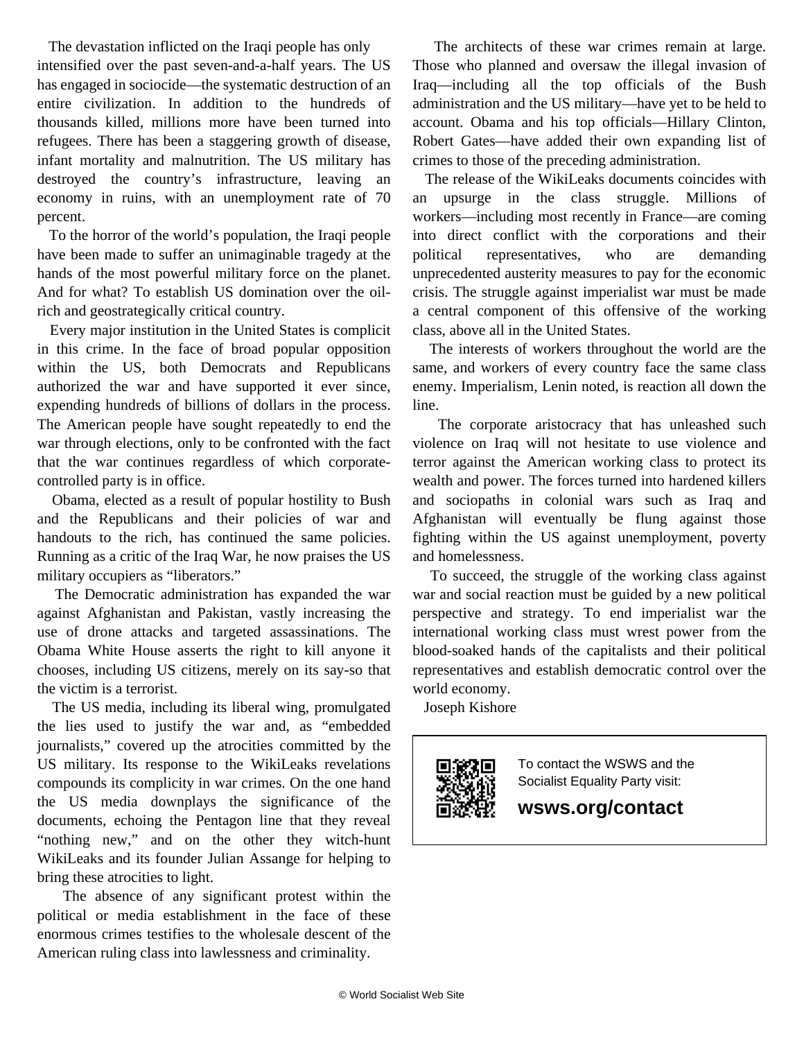The devastation inflicted on the Iraqi people has only intensified over the past seven-and-a-half years. The US has engaged in sociocide—the systematic destruction of an entire civilization. In addition to the hundreds of thousands killed, millions more have been turned into refugees. There has been a staggering growth of disease, infant mortality and malnutrition. The US military has destroyed the country's infrastructure, leaving an economy in ruins, with an unemployment rate of 70 percent.

To the horror of the world's population, the Iraqi people have been made to suffer an unimaginable tragedy at the hands of the most powerful military force on the planet. And for what? To establish US domination over the oil-rich and geostrategically critical country.

Every major institution in the United States is complicit in this crime. In the face of broad popular opposition within the US, both Democrats and Republicans authorized the war and have supported it ever since, expending hundreds of billions of dollars in the process. The American people have sought repeatedly to end the war through elections, only to be confronted with the fact that the war continues regardless of which corporate-controlled party is in office.

Obama, elected as a result of popular hostility to Bush and the Republicans and their policies of war and handouts to the rich, has continued the same policies. Running as a critic of the Iraq War, he now praises the US military occupiers as "liberators."

The Democratic administration has expanded the war against Afghanistan and Pakistan, vastly increasing the use of drone attacks and targeted assassinations. The Obama White House asserts the right to kill anyone it chooses, including US citizens, merely on its say-so that the victim is a terrorist.

The US media, including its liberal wing, promulgated the lies used to justify the war and, as "embedded journalists," covered up the atrocities committed by the US military. Its response to the WikiLeaks revelations compounds its complicity in war crimes. On the one hand the US media downplays the significance of the documents, echoing the Pentagon line that they reveal "nothing new," and on the other they witch-hunt WikiLeaks and its founder Julian Assange for helping to bring these atrocities to light.

The absence of any significant protest within the political or media establishment in the face of these enormous crimes testifies to the wholesale descent of the American ruling class into lawlessness and criminality.

The architects of these war crimes remain at large. Those who planned and oversaw the illegal invasion of Iraq—including all the top officials of the Bush administration and the US military—have yet to be held to account. Obama and his top officials—Hillary Clinton, Robert Gates—have added their own expanding list of crimes to those of the preceding administration.

The release of the WikiLeaks documents coincides with an upsurge in the class struggle. Millions of workers—including most recently in France—are coming into direct conflict with the corporations and their political representatives, who are demanding unprecedented austerity measures to pay for the economic crisis. The struggle against imperialist war must be made a central component of this offensive of the working class, above all in the United States.

The interests of workers throughout the world are the same, and workers of every country face the same class enemy. Imperialism, Lenin noted, is reaction all down the line.

The corporate aristocracy that has unleashed such violence on Iraq will not hesitate to use violence and terror against the American working class to protect its wealth and power. The forces turned into hardened killers and sociopaths in colonial wars such as Iraq and Afghanistan will eventually be flung against those fighting within the US against unemployment, poverty and homelessness.

To succeed, the struggle of the working class against war and social reaction must be guided by a new political perspective and strategy. To end imperialist war the international working class must wrest power from the blood-soaked hands of the capitalists and their political representatives and establish democratic control over the world economy.

Joseph Kishore

To contact the WSWS and the Socialist Equality Party visit:

**wsws.org/contact**